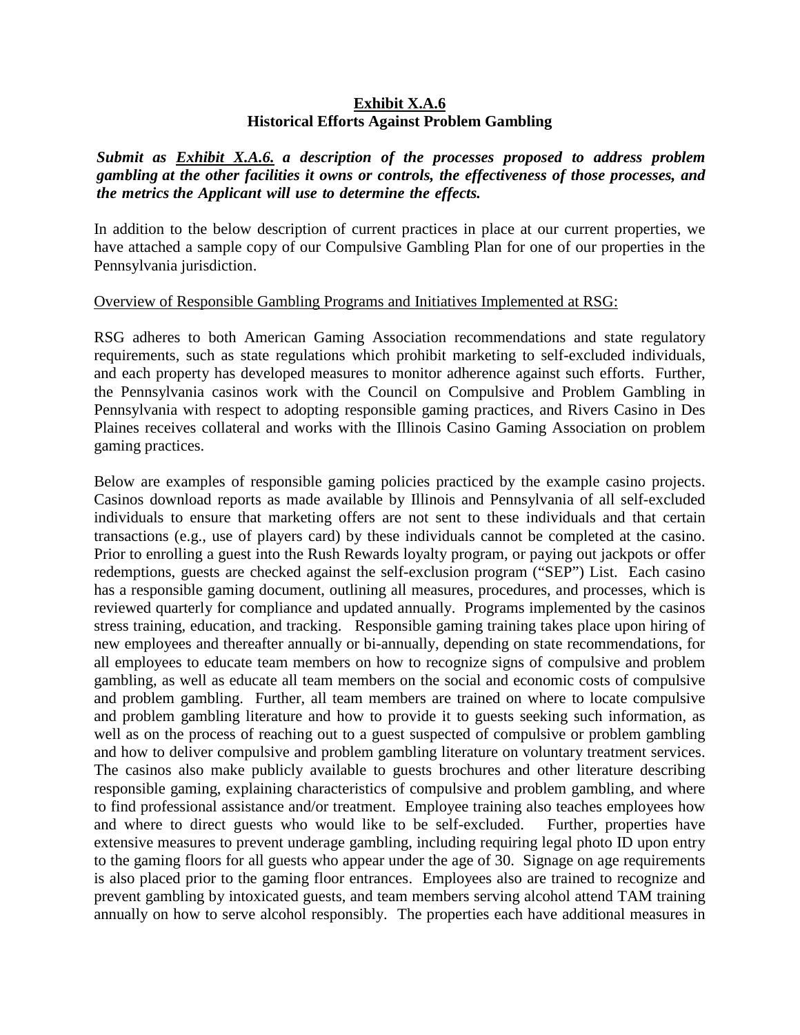**Exhibit X.A.6**
**Historical Efforts Against Problem Gambling**

***Submit as Exhibit X.A.6. a description of the processes proposed to address problem gambling at the other facilities it owns or controls, the effectiveness of those processes, and the metrics the Applicant will use to determine the effects.***

In addition to the below description of current practices in place at our current properties, we have attached a sample copy of our Compulsive Gambling Plan for one of our properties in the Pennsylvania jurisdiction.

Overview of Responsible Gambling Programs and Initiatives Implemented at RSG:

RSG adheres to both American Gaming Association recommendations and state regulatory requirements, such as state regulations which prohibit marketing to self-excluded individuals, and each property has developed measures to monitor adherence against such efforts. Further, the Pennsylvania casinos work with the Council on Compulsive and Problem Gambling in Pennsylvania with respect to adopting responsible gaming practices, and Rivers Casino in Des Plaines receives collateral and works with the Illinois Casino Gaming Association on problem gaming practices.

Below are examples of responsible gaming policies practiced by the example casino projects. Casinos download reports as made available by Illinois and Pennsylvania of all self-excluded individuals to ensure that marketing offers are not sent to these individuals and that certain transactions (e.g., use of players card) by these individuals cannot be completed at the casino. Prior to enrolling a guest into the Rush Rewards loyalty program, or paying out jackpots or offer redemptions, guests are checked against the self-exclusion program ("SEP") List. Each casino has a responsible gaming document, outlining all measures, procedures, and processes, which is reviewed quarterly for compliance and updated annually. Programs implemented by the casinos stress training, education, and tracking. Responsible gaming training takes place upon hiring of new employees and thereafter annually or bi-annually, depending on state recommendations, for all employees to educate team members on how to recognize signs of compulsive and problem gambling, as well as educate all team members on the social and economic costs of compulsive and problem gambling. Further, all team members are trained on where to locate compulsive and problem gambling literature and how to provide it to guests seeking such information, as well as on the process of reaching out to a guest suspected of compulsive or problem gambling and how to deliver compulsive and problem gambling literature on voluntary treatment services. The casinos also make publicly available to guests brochures and other literature describing responsible gaming, explaining characteristics of compulsive and problem gambling, and where to find professional assistance and/or treatment. Employee training also teaches employees how and where to direct guests who would like to be self-excluded. Further, properties have extensive measures to prevent underage gambling, including requiring legal photo ID upon entry to the gaming floors for all guests who appear under the age of 30. Signage on age requirements is also placed prior to the gaming floor entrances. Employees also are trained to recognize and prevent gambling by intoxicated guests, and team members serving alcohol attend TAM training annually on how to serve alcohol responsibly. The properties each have additional measures in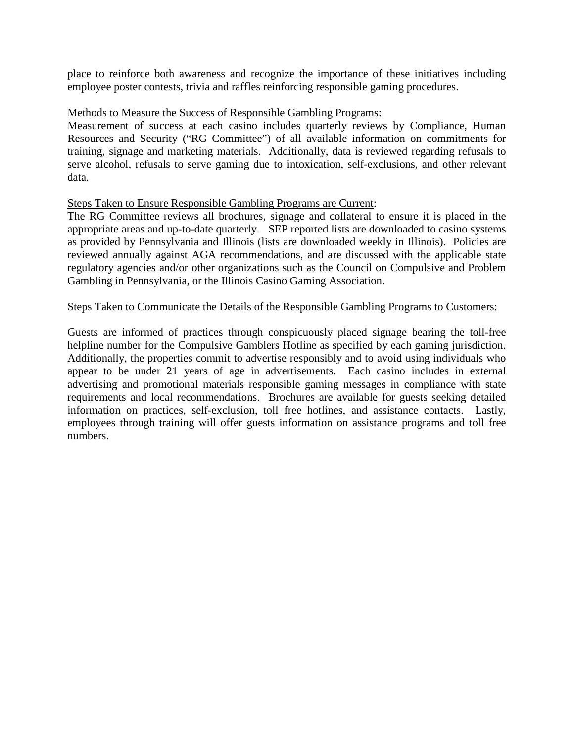place to reinforce both awareness and recognize the importance of these initiatives including employee poster contests, trivia and raffles reinforcing responsible gaming procedures.

<u>Methods to Measure the Success of Responsible Gambling Programs</u>:
Measurement of success at each casino includes quarterly reviews by Compliance, Human Resources and Security ("RG Committee") of all available information on commitments for training, signage and marketing materials. Additionally, data is reviewed regarding refusals to serve alcohol, refusals to serve gaming due to intoxication, self-exclusions, and other relevant data.

<u>Steps Taken to Ensure Responsible Gambling Programs are Current</u>:
The RG Committee reviews all brochures, signage and collateral to ensure it is placed in the appropriate areas and up-to-date quarterly. SEP reported lists are downloaded to casino systems as provided by Pennsylvania and Illinois (lists are downloaded weekly in Illinois). Policies are reviewed annually against AGA recommendations, and are discussed with the applicable state regulatory agencies and/or other organizations such as the Council on Compulsive and Problem Gambling in Pennsylvania, or the Illinois Casino Gaming Association.

<u>Steps Taken to Communicate the Details of the Responsible Gambling Programs to Customers:</u>

Guests are informed of practices through conspicuously placed signage bearing the toll-free helpline number for the Compulsive Gamblers Hotline as specified by each gaming jurisdiction. Additionally, the properties commit to advertise responsibly and to avoid using individuals who appear to be under 21 years of age in advertisements. Each casino includes in external advertising and promotional materials responsible gaming messages in compliance with state requirements and local recommendations. Brochures are available for guests seeking detailed information on practices, self-exclusion, toll free hotlines, and assistance contacts. Lastly, employees through training will offer guests information on assistance programs and toll free numbers.